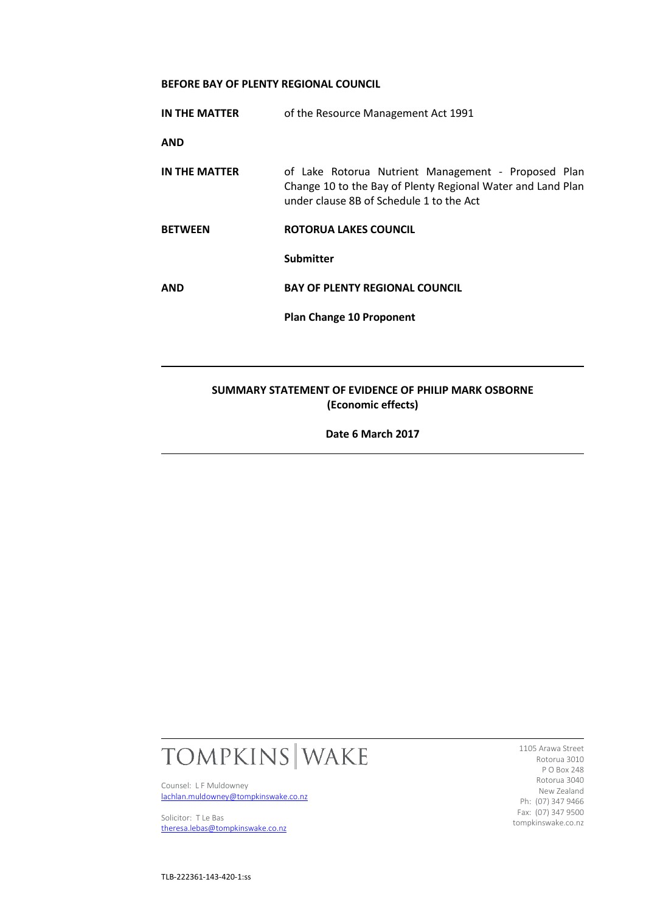**BEFORE BAY OF PLENTY REGIONAL COUNCIL**

| | |
|---|---|
| **IN THE MATTER** | of the Resource Management Act 1991 |
| **AND** | |
| **IN THE MATTER** | of Lake Rotorua Nutrient Management - Proposed Plan Change 10 to the Bay of Plenty Regional Water and Land Plan under clause 8B of Schedule 1 to the Act |
| **BETWEEN** | **ROTORUA LAKES COUNCIL** |
| | **Submitter** |
| **AND** | **BAY OF PLENTY REGIONAL COUNCIL** |
| | **Plan Change 10 Proponent** |

---

**SUMMARY STATEMENT OF EVIDENCE OF PHILIP MARK OSBORNE**
**(Economic effects)**

**Date 6 March 2017**

---

TOMPKINS | WAKE

Counsel: L F Muldowney
lachlan.muldowney@tompkinswake.co.nz

Solicitor: T Le Bas
theresa.lebas@tompkinswake.co.nz

1105 Arawa Street
Rotorua 3010
P O Box 248
Rotorua 3040
New Zealand
Ph: (07) 347 9466
Fax: (07) 347 9500
tompkinswake.co.nz

TLB-222361-143-420-1:ss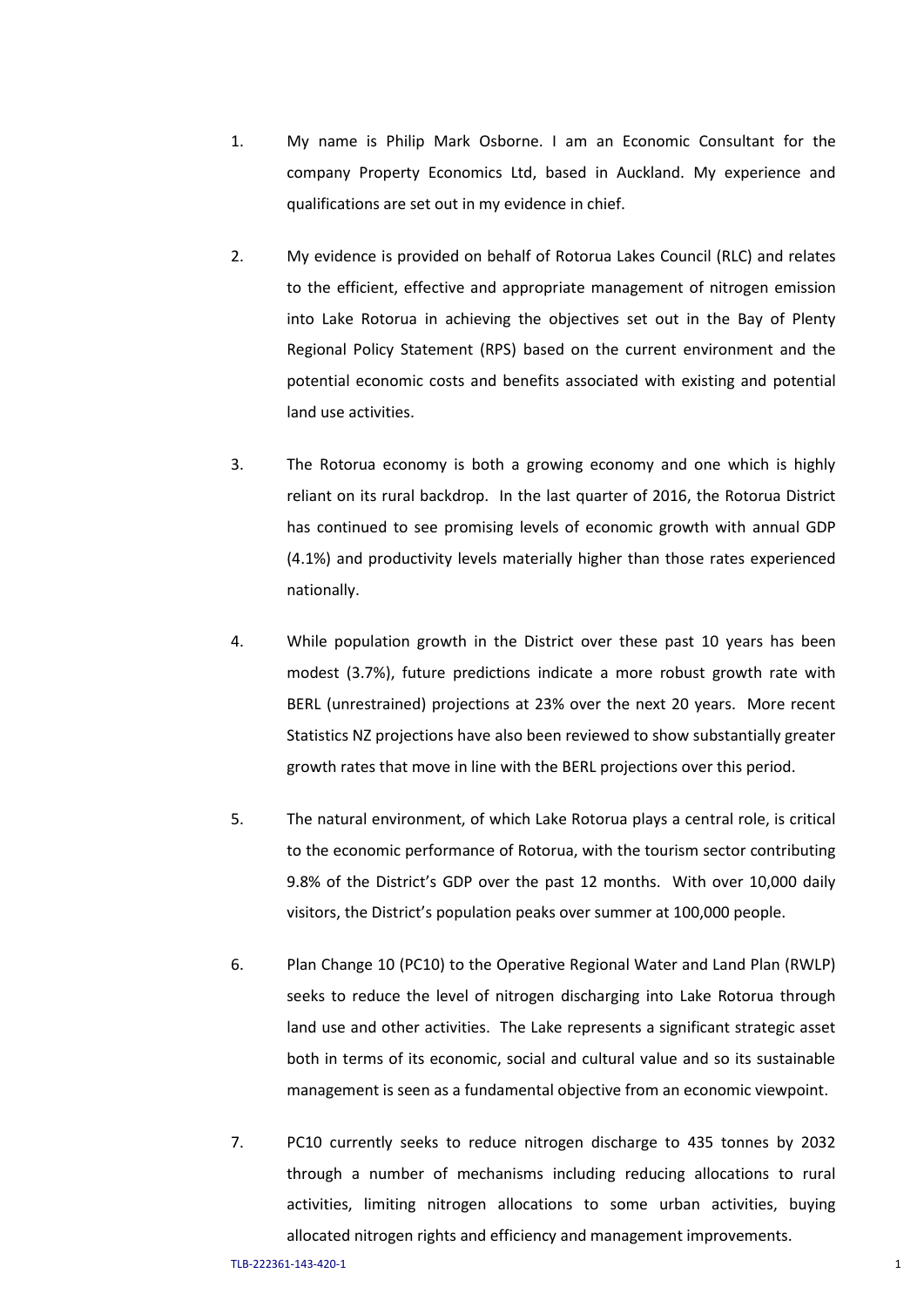1. My name is Philip Mark Osborne. I am an Economic Consultant for the company Property Economics Ltd, based in Auckland. My experience and qualifications are set out in my evidence in chief.

2. My evidence is provided on behalf of Rotorua Lakes Council (RLC) and relates to the efficient, effective and appropriate management of nitrogen emission into Lake Rotorua in achieving the objectives set out in the Bay of Plenty Regional Policy Statement (RPS) based on the current environment and the potential economic costs and benefits associated with existing and potential land use activities.

3. The Rotorua economy is both a growing economy and one which is highly reliant on its rural backdrop. In the last quarter of 2016, the Rotorua District has continued to see promising levels of economic growth with annual GDP (4.1%) and productivity levels materially higher than those rates experienced nationally.

4. While population growth in the District over these past 10 years has been modest (3.7%), future predictions indicate a more robust growth rate with BERL (unrestrained) projections at 23% over the next 20 years. More recent Statistics NZ projections have also been reviewed to show substantially greater growth rates that move in line with the BERL projections over this period.

5. The natural environment, of which Lake Rotorua plays a central role, is critical to the economic performance of Rotorua, with the tourism sector contributing 9.8% of the District's GDP over the past 12 months. With over 10,000 daily visitors, the District's population peaks over summer at 100,000 people.

6. Plan Change 10 (PC10) to the Operative Regional Water and Land Plan (RWLP) seeks to reduce the level of nitrogen discharging into Lake Rotorua through land use and other activities. The Lake represents a significant strategic asset both in terms of its economic, social and cultural value and so its sustainable management is seen as a fundamental objective from an economic viewpoint.

7. PC10 currently seeks to reduce nitrogen discharge to 435 tonnes by 2032 through a number of mechanisms including reducing allocations to rural activities, limiting nitrogen allocations to some urban activities, buying allocated nitrogen rights and efficiency and management improvements.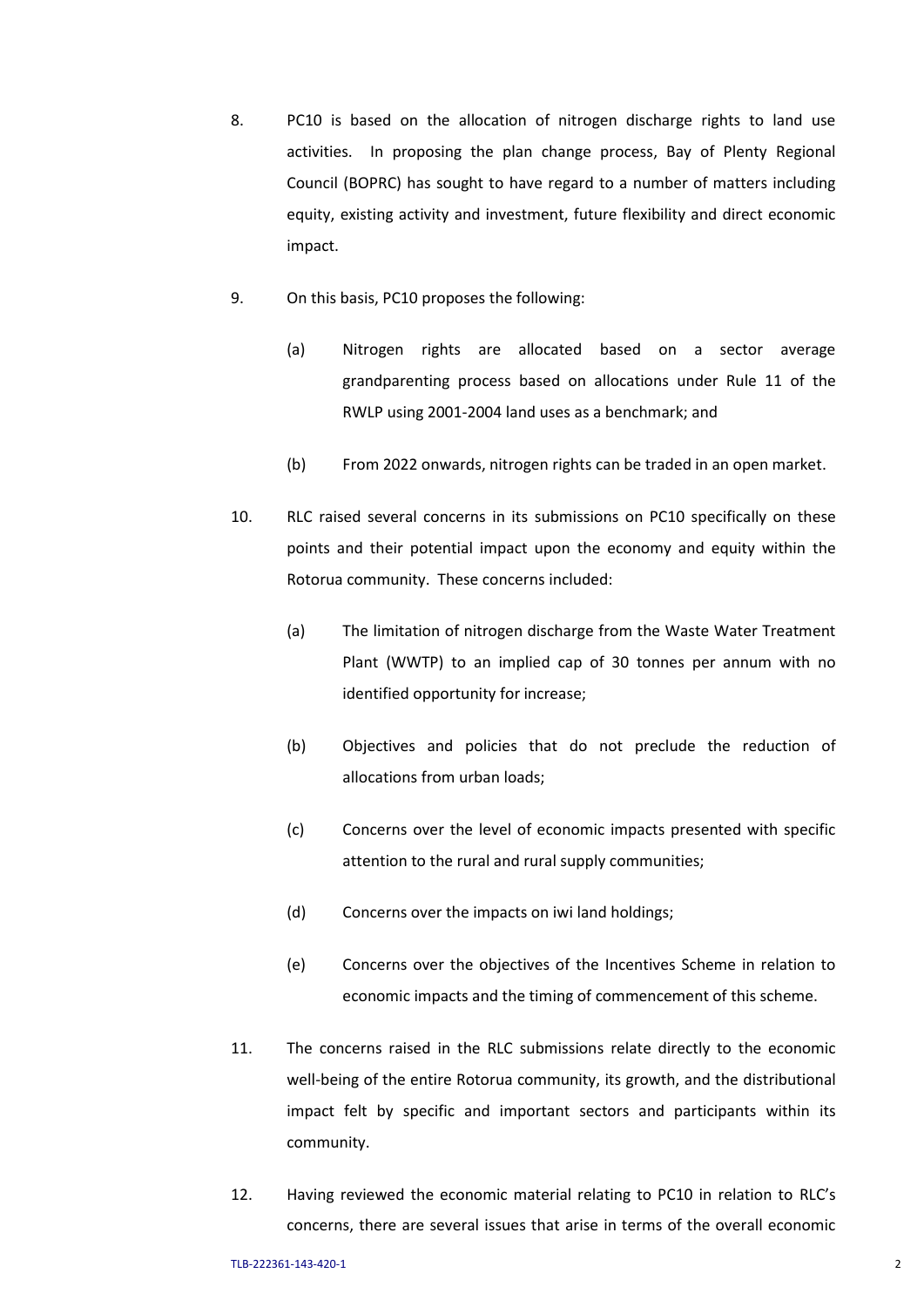8. PC10 is based on the allocation of nitrogen discharge rights to land use activities. In proposing the plan change process, Bay of Plenty Regional Council (BOPRC) has sought to have regard to a number of matters including equity, existing activity and investment, future flexibility and direct economic impact.

9. On this basis, PC10 proposes the following:

   (a) Nitrogen rights are allocated based on a sector average grandparenting process based on allocations under Rule 11 of the RWLP using 2001-2004 land uses as a benchmark; and

   (b) From 2022 onwards, nitrogen rights can be traded in an open market.

10. RLC raised several concerns in its submissions on PC10 specifically on these points and their potential impact upon the economy and equity within the Rotorua community. These concerns included:

    (a) The limitation of nitrogen discharge from the Waste Water Treatment Plant (WWTP) to an implied cap of 30 tonnes per annum with no identified opportunity for increase;

    (b) Objectives and policies that do not preclude the reduction of allocations from urban loads;

    (c) Concerns over the level of economic impacts presented with specific attention to the rural and rural supply communities;

    (d) Concerns over the impacts on iwi land holdings;

    (e) Concerns over the objectives of the Incentives Scheme in relation to economic impacts and the timing of commencement of this scheme.

11. The concerns raised in the RLC submissions relate directly to the economic well-being of the entire Rotorua community, its growth, and the distributional impact felt by specific and important sectors and participants within its community.

12. Having reviewed the economic material relating to PC10 in relation to RLC's concerns, there are several issues that arise in terms of the overall economic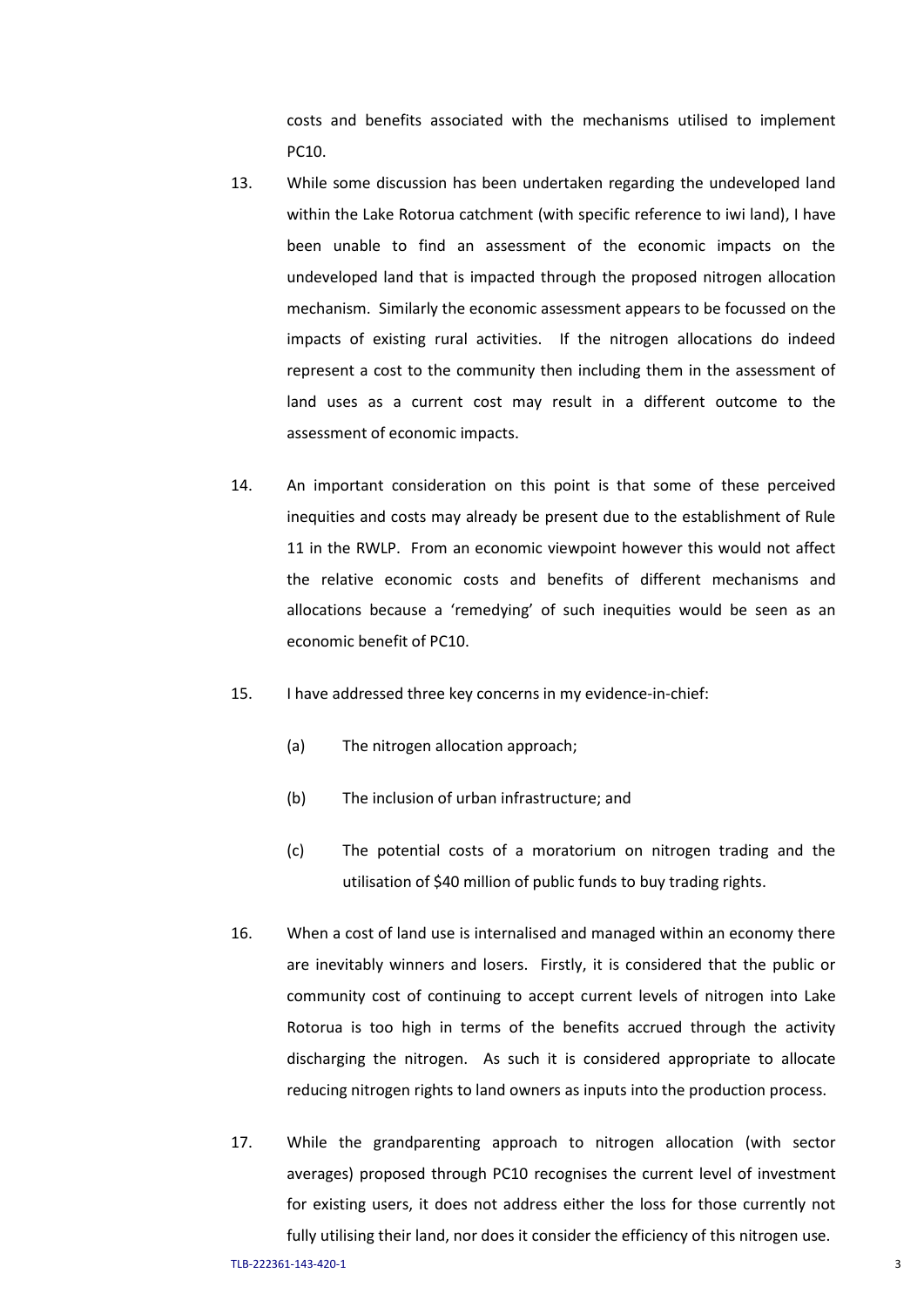costs and benefits associated with the mechanisms utilised to implement PC10.

13. While some discussion has been undertaken regarding the undeveloped land within the Lake Rotorua catchment (with specific reference to iwi land), I have been unable to find an assessment of the economic impacts on the undeveloped land that is impacted through the proposed nitrogen allocation mechanism. Similarly the economic assessment appears to be focussed on the impacts of existing rural activities. If the nitrogen allocations do indeed represent a cost to the community then including them in the assessment of land uses as a current cost may result in a different outcome to the assessment of economic impacts.

14. An important consideration on this point is that some of these perceived inequities and costs may already be present due to the establishment of Rule 11 in the RWLP. From an economic viewpoint however this would not affect the relative economic costs and benefits of different mechanisms and allocations because a 'remedying' of such inequities would be seen as an economic benefit of PC10.

15. I have addressed three key concerns in my evidence-in-chief:

    (a) The nitrogen allocation approach;

    (b) The inclusion of urban infrastructure; and

    (c) The potential costs of a moratorium on nitrogen trading and the utilisation of $40 million of public funds to buy trading rights.

16. When a cost of land use is internalised and managed within an economy there are inevitably winners and losers. Firstly, it is considered that the public or community cost of continuing to accept current levels of nitrogen into Lake Rotorua is too high in terms of the benefits accrued through the activity discharging the nitrogen. As such it is considered appropriate to allocate reducing nitrogen rights to land owners as inputs into the production process.

17. While the grandparenting approach to nitrogen allocation (with sector averages) proposed through PC10 recognises the current level of investment for existing users, it does not address either the loss for those currently not fully utilising their land, nor does it consider the efficiency of this nitrogen use.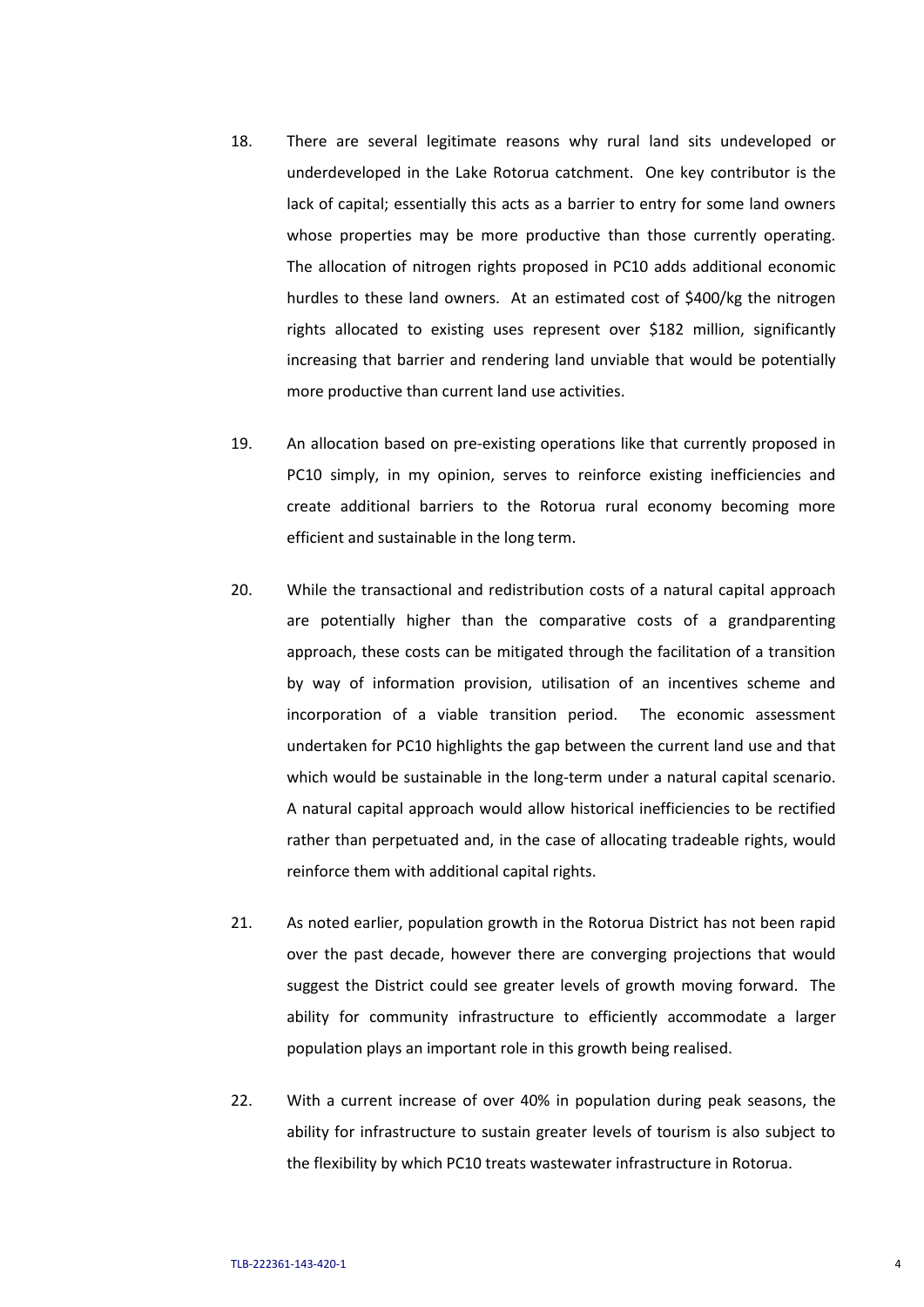18. There are several legitimate reasons why rural land sits undeveloped or underdeveloped in the Lake Rotorua catchment. One key contributor is the lack of capital; essentially this acts as a barrier to entry for some land owners whose properties may be more productive than those currently operating. The allocation of nitrogen rights proposed in PC10 adds additional economic hurdles to these land owners. At an estimated cost of $400/kg the nitrogen rights allocated to existing uses represent over $182 million, significantly increasing that barrier and rendering land unviable that would be potentially more productive than current land use activities.

19. An allocation based on pre-existing operations like that currently proposed in PC10 simply, in my opinion, serves to reinforce existing inefficiencies and create additional barriers to the Rotorua rural economy becoming more efficient and sustainable in the long term.

20. While the transactional and redistribution costs of a natural capital approach are potentially higher than the comparative costs of a grandparenting approach, these costs can be mitigated through the facilitation of a transition by way of information provision, utilisation of an incentives scheme and incorporation of a viable transition period. The economic assessment undertaken for PC10 highlights the gap between the current land use and that which would be sustainable in the long-term under a natural capital scenario. A natural capital approach would allow historical inefficiencies to be rectified rather than perpetuated and, in the case of allocating tradeable rights, would reinforce them with additional capital rights.

21. As noted earlier, population growth in the Rotorua District has not been rapid over the past decade, however there are converging projections that would suggest the District could see greater levels of growth moving forward. The ability for community infrastructure to efficiently accommodate a larger population plays an important role in this growth being realised.

22. With a current increase of over 40% in population during peak seasons, the ability for infrastructure to sustain greater levels of tourism is also subject to the flexibility by which PC10 treats wastewater infrastructure in Rotorua.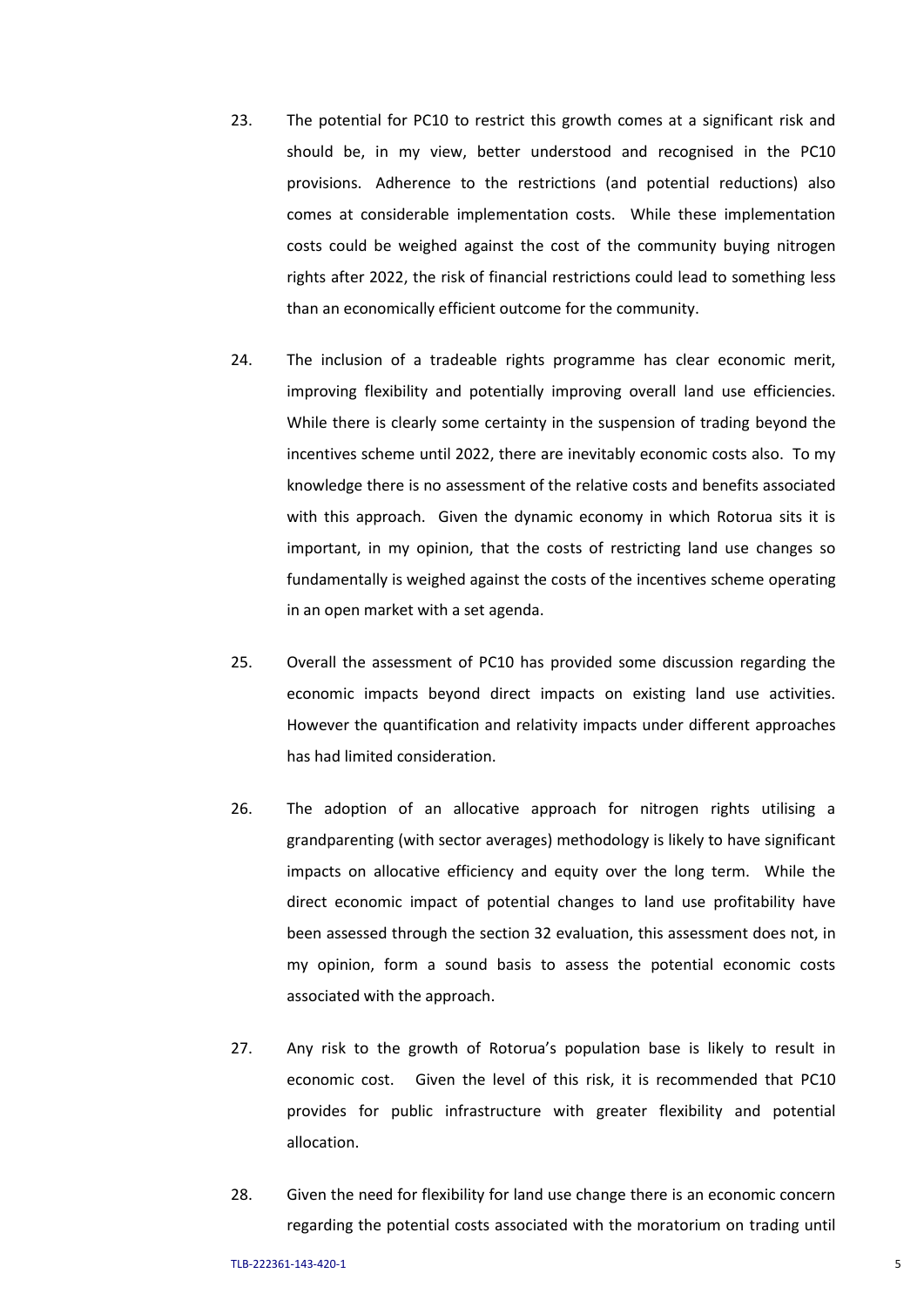23. The potential for PC10 to restrict this growth comes at a significant risk and should be, in my view, better understood and recognised in the PC10 provisions. Adherence to the restrictions (and potential reductions) also comes at considerable implementation costs. While these implementation costs could be weighed against the cost of the community buying nitrogen rights after 2022, the risk of financial restrictions could lead to something less than an economically efficient outcome for the community.

24. The inclusion of a tradeable rights programme has clear economic merit, improving flexibility and potentially improving overall land use efficiencies. While there is clearly some certainty in the suspension of trading beyond the incentives scheme until 2022, there are inevitably economic costs also. To my knowledge there is no assessment of the relative costs and benefits associated with this approach. Given the dynamic economy in which Rotorua sits it is important, in my opinion, that the costs of restricting land use changes so fundamentally is weighed against the costs of the incentives scheme operating in an open market with a set agenda.

25. Overall the assessment of PC10 has provided some discussion regarding the economic impacts beyond direct impacts on existing land use activities. However the quantification and relativity impacts under different approaches has had limited consideration.

26. The adoption of an allocative approach for nitrogen rights utilising a grandparenting (with sector averages) methodology is likely to have significant impacts on allocative efficiency and equity over the long term. While the direct economic impact of potential changes to land use profitability have been assessed through the section 32 evaluation, this assessment does not, in my opinion, form a sound basis to assess the potential economic costs associated with the approach.

27. Any risk to the growth of Rotorua's population base is likely to result in economic cost. Given the level of this risk, it is recommended that PC10 provides for public infrastructure with greater flexibility and potential allocation.

28. Given the need for flexibility for land use change there is an economic concern regarding the potential costs associated with the moratorium on trading until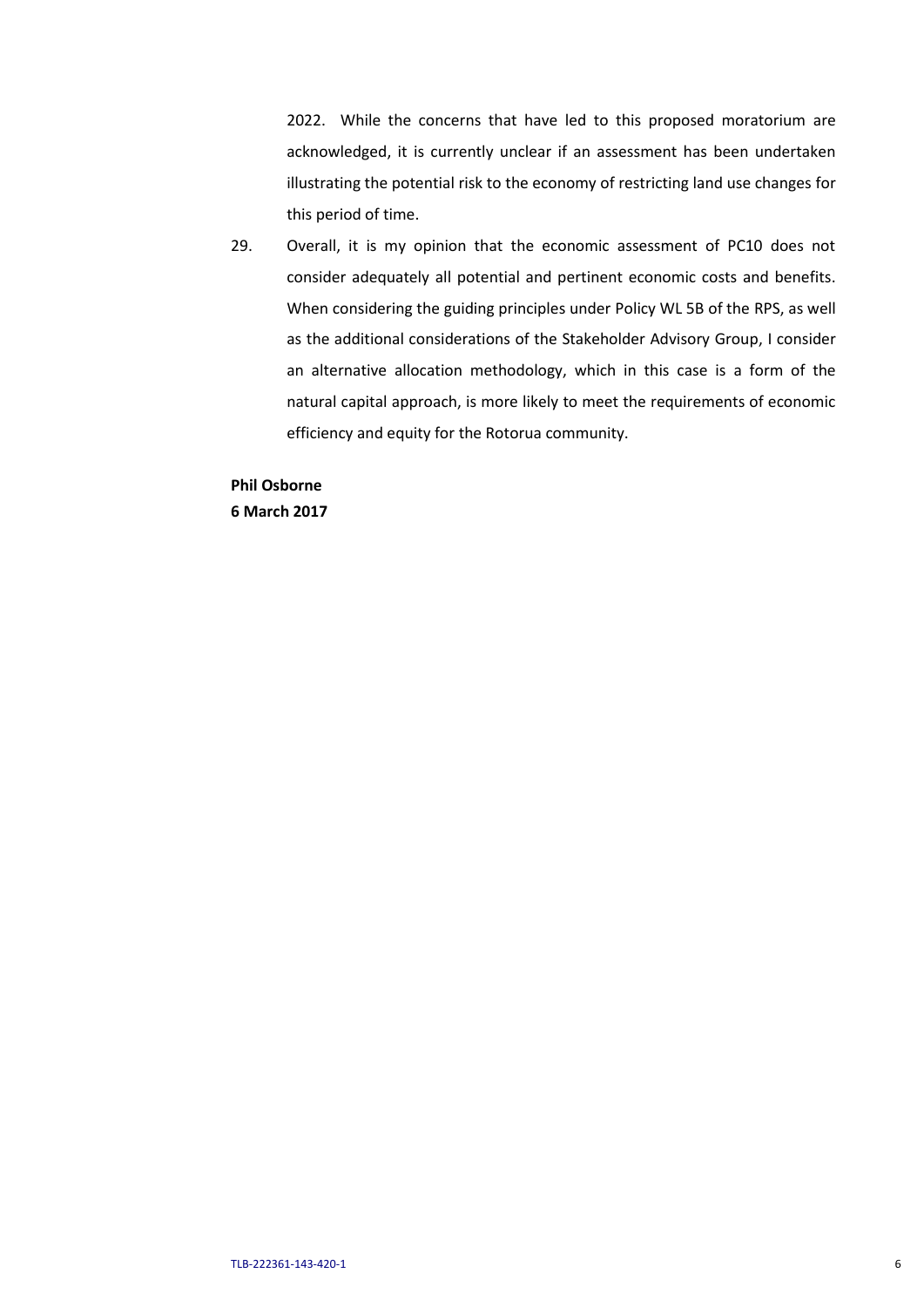2022. While the concerns that have led to this proposed moratorium are acknowledged, it is currently unclear if an assessment has been undertaken illustrating the potential risk to the economy of restricting land use changes for this period of time.

29. Overall, it is my opinion that the economic assessment of PC10 does not consider adequately all potential and pertinent economic costs and benefits. When considering the guiding principles under Policy WL 5B of the RPS, as well as the additional considerations of the Stakeholder Advisory Group, I consider an alternative allocation methodology, which in this case is a form of the natural capital approach, is more likely to meet the requirements of economic efficiency and equity for the Rotorua community.

**Phil Osborne**
**6 March 2017**

TLB-222361-143-420-1